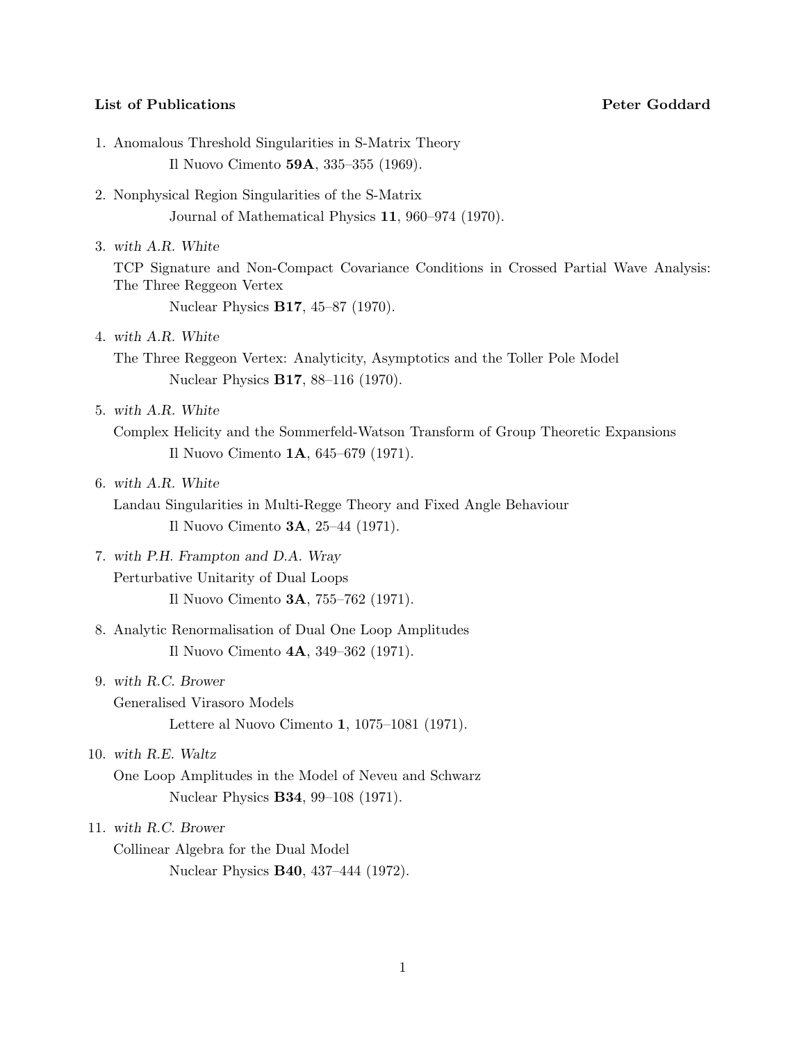**List of Publications** **Peter Goddard**

1. Anomalous Threshold Singularities in S-Matrix Theory
   Il Nuovo Cimento **59A**, 335–355 (1969).

2. Nonphysical Region Singularities of the S-Matrix
   Journal of Mathematical Physics **11**, 960–974 (1970).

3. *with A.R. White*
   TCP Signature and Non-Compact Covariance Conditions in Crossed Partial Wave Analysis: The Three Reggeon Vertex
   Nuclear Physics **B17**, 45–87 (1970).

4. *with A.R. White*
   The Three Reggeon Vertex: Analyticity, Asymptotics and the Toller Pole Model
   Nuclear Physics **B17**, 88–116 (1970).

5. *with A.R. White*
   Complex Helicity and the Sommerfeld-Watson Transform of Group Theoretic Expansions
   Il Nuovo Cimento **1A**, 645–679 (1971).

6. *with A.R. White*
   Landau Singularities in Multi-Regge Theory and Fixed Angle Behaviour
   Il Nuovo Cimento **3A**, 25–44 (1971).

7. *with P.H. Frampton and D.A. Wray*
   Perturbative Unitarity of Dual Loops
   Il Nuovo Cimento **3A**, 755–762 (1971).

8. Analytic Renormalisation of Dual One Loop Amplitudes
   Il Nuovo Cimento **4A**, 349–362 (1971).

9. *with R.C. Brower*
   Generalised Virasoro Models
   Lettere al Nuovo Cimento **1**, 1075–1081 (1971).

10. *with R.E. Waltz*
    One Loop Amplitudes in the Model of Neveu and Schwarz
    Nuclear Physics **B34**, 99–108 (1971).

11. *with R.C. Brower*
    Collinear Algebra for the Dual Model
    Nuclear Physics **B40**, 437–444 (1972).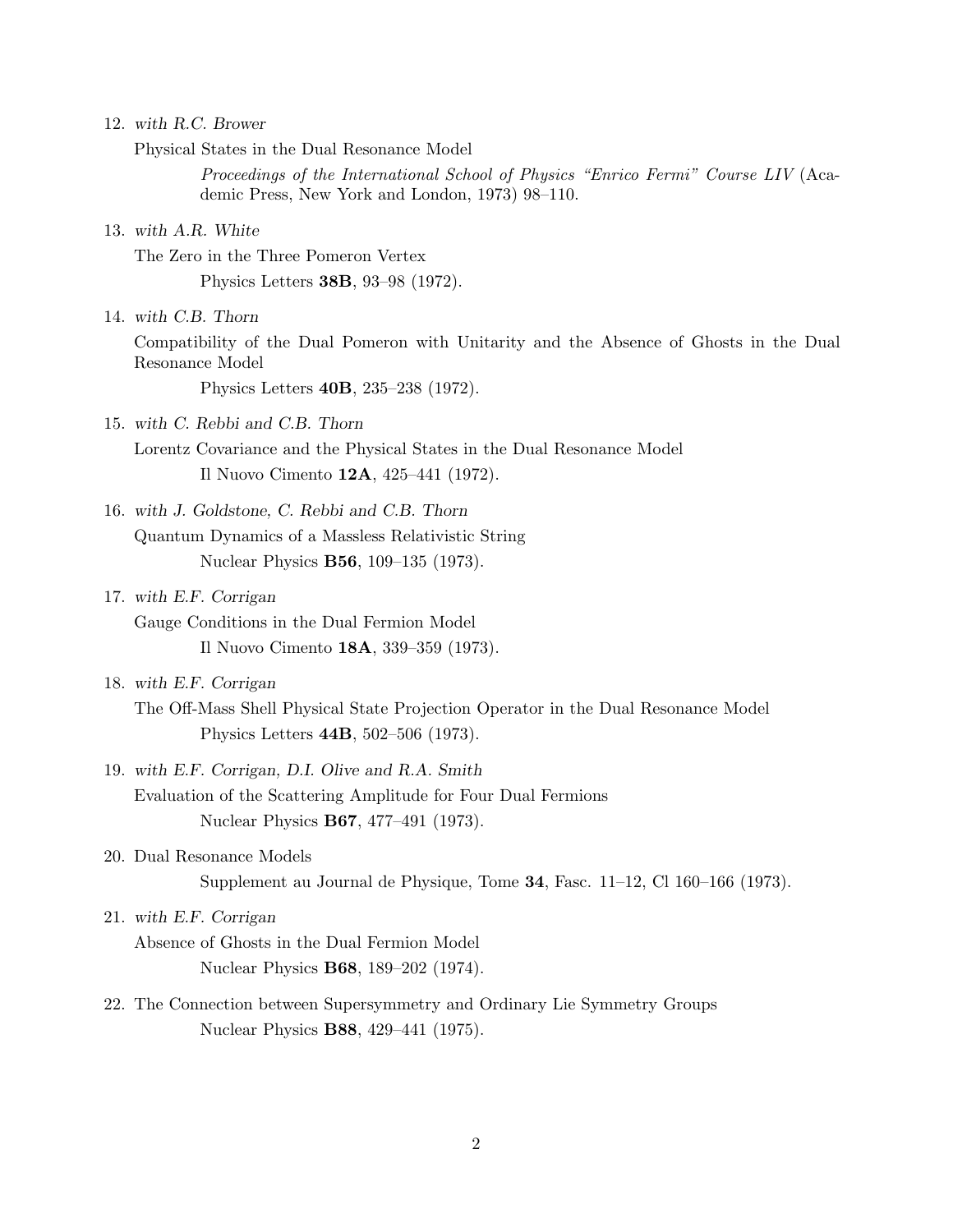12. *with R.C. Brower*

    Physical States in the Dual Resonance Model

    > *Proceedings of the International School of Physics "Enrico Fermi" Course LIV* (Academic Press, New York and London, 1973) 98–110.

13. *with A.R. White*

    The Zero in the Three Pomeron Vertex

    > Physics Letters **38B**, 93–98 (1972).

14. *with C.B. Thorn*

    Compatibility of the Dual Pomeron with Unitarity and the Absence of Ghosts in the Dual Resonance Model

    > Physics Letters **40B**, 235–238 (1972).

15. *with C. Rebbi and C.B. Thorn*

    Lorentz Covariance and the Physical States in the Dual Resonance Model

    > Il Nuovo Cimento **12A**, 425–441 (1972).

16. *with J. Goldstone, C. Rebbi and C.B. Thorn*

    Quantum Dynamics of a Massless Relativistic String

    > Nuclear Physics **B56**, 109–135 (1973).

17. *with E.F. Corrigan*

    Gauge Conditions in the Dual Fermion Model

    > Il Nuovo Cimento **18A**, 339–359 (1973).

18. *with E.F. Corrigan*

    The Off-Mass Shell Physical State Projection Operator in the Dual Resonance Model

    > Physics Letters **44B**, 502–506 (1973).

19. *with E.F. Corrigan, D.I. Olive and R.A. Smith*

    Evaluation of the Scattering Amplitude for Four Dual Fermions

    > Nuclear Physics **B67**, 477–491 (1973).

20. Dual Resonance Models

    > Supplement au Journal de Physique, Tome **34**, Fasc. 11–12, Cl 160–166 (1973).

21. *with E.F. Corrigan*

    Absence of Ghosts in the Dual Fermion Model

    > Nuclear Physics **B68**, 189–202 (1974).

22. The Connection between Supersymmetry and Ordinary Lie Symmetry Groups

    > Nuclear Physics **B88**, 429–441 (1975).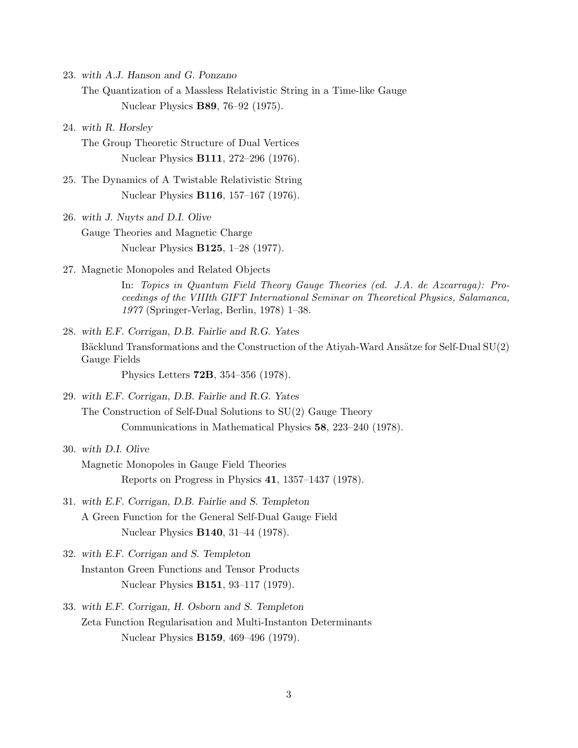23. *with A.J. Hanson and G. Ponzano*

    The Quantization of a Massless Relativistic String in a Time-like Gauge

    Nuclear Physics **B89**, 76–92 (1975).

24. *with R. Horsley*

    The Group Theoretic Structure of Dual Vertices

    Nuclear Physics **B111**, 272–296 (1976).

25. The Dynamics of A Twistable Relativistic String

    Nuclear Physics **B116**, 157–167 (1976).

26. *with J. Nuyts and D.I. Olive*

    Gauge Theories and Magnetic Charge

    Nuclear Physics **B125**, 1–28 (1977).

27. Magnetic Monopoles and Related Objects

    In: *Topics in Quantum Field Theory Gauge Theories (ed. J.A. de Azcarraga): Proceedings of the VIIIth GIFT International Seminar on Theoretical Physics, Salamanca, 1977* (Springer-Verlag, Berlin, 1978) 1–38.

28. *with E.F. Corrigan, D.B. Fairlie and R.G. Yates*

    Bäcklund Transformations and the Construction of the Atiyah-Ward Ansätze for Self-Dual SU(2) Gauge Fields

    Physics Letters **72B**, 354–356 (1978).

29. *with E.F. Corrigan, D.B. Fairlie and R.G. Yates*

    The Construction of Self-Dual Solutions to SU(2) Gauge Theory

    Communications in Mathematical Physics **58**, 223–240 (1978).

30. *with D.I. Olive*

    Magnetic Monopoles in Gauge Field Theories

    Reports on Progress in Physics **41**, 1357–1437 (1978).

31. *with E.F. Corrigan, D.B. Fairlie and S. Templeton*

    A Green Function for the General Self-Dual Gauge Field

    Nuclear Physics **B140**, 31–44 (1978).

32. *with E.F. Corrigan and S. Templeton*

    Instanton Green Functions and Tensor Products

    Nuclear Physics **B151**, 93–117 (1979).

33. *with E.F. Corrigan, H. Osborn and S. Templeton*

    Zeta Function Regularisation and Multi-Instanton Determinants

    Nuclear Physics **B159**, 469–496 (1979).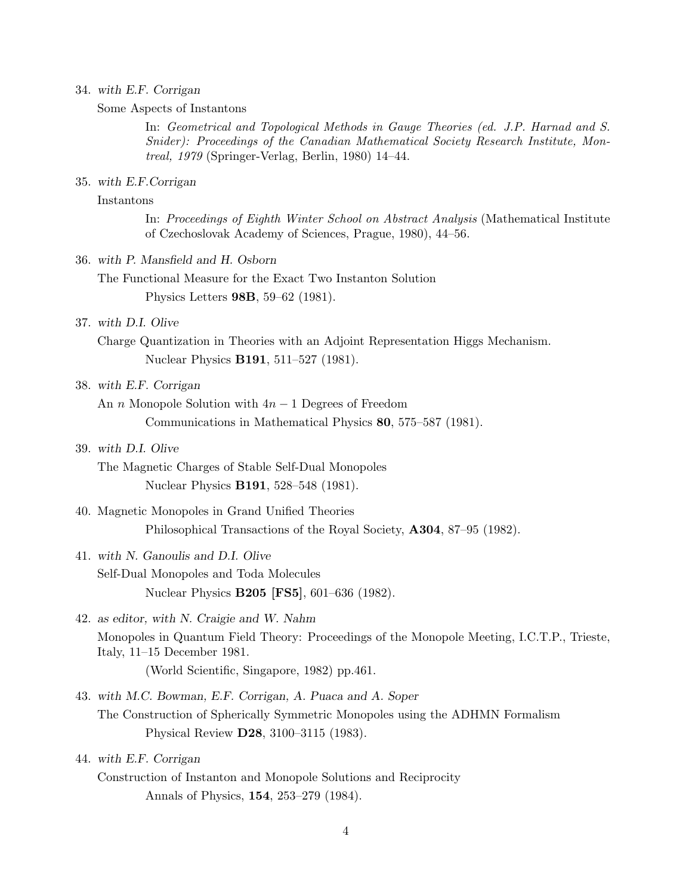34. *with E.F. Corrigan*

    Some Aspects of Instantons

    In: *Geometrical and Topological Methods in Gauge Theories (ed. J.P. Harnad and S. Snider): Proceedings of the Canadian Mathematical Society Research Institute, Montreal, 1979* (Springer-Verlag, Berlin, 1980) 14–44.

35. *with E.F.Corrigan*

    Instantons

    In: *Proceedings of Eighth Winter School on Abstract Analysis* (Mathematical Institute of Czechoslovak Academy of Sciences, Prague, 1980), 44–56.

36. *with P. Mansfield and H. Osborn*

    The Functional Measure for the Exact Two Instanton Solution

    Physics Letters **98B**, 59–62 (1981).

37. *with D.I. Olive*

    Charge Quantization in Theories with an Adjoint Representation Higgs Mechanism.

    Nuclear Physics **B191**, 511–527 (1981).

38. *with E.F. Corrigan*

    An $n$ Monopole Solution with $4n - 1$ Degrees of Freedom

    Communications in Mathematical Physics **80**, 575–587 (1981).

39. *with D.I. Olive*

    The Magnetic Charges of Stable Self-Dual Monopoles

    Nuclear Physics **B191**, 528–548 (1981).

40. Magnetic Monopoles in Grand Unified Theories

    Philosophical Transactions of the Royal Society, **A304**, 87–95 (1982).

41. *with N. Ganoulis and D.I. Olive*

    Self-Dual Monopoles and Toda Molecules

    Nuclear Physics **B205** [**FS5**], 601–636 (1982).

42. *as editor, with N. Craigie and W. Nahm*

    Monopoles in Quantum Field Theory: Proceedings of the Monopole Meeting, I.C.T.P., Trieste, Italy, 11–15 December 1981.

    (World Scientific, Singapore, 1982) pp.461.

43. *with M.C. Bowman, E.F. Corrigan, A. Puaca and A. Soper*

    The Construction of Spherically Symmetric Monopoles using the ADHMN Formalism

    Physical Review **D28**, 3100–3115 (1983).

44. *with E.F. Corrigan*

    Construction of Instanton and Monopole Solutions and Reciprocity

    Annals of Physics, **154**, 253–279 (1984).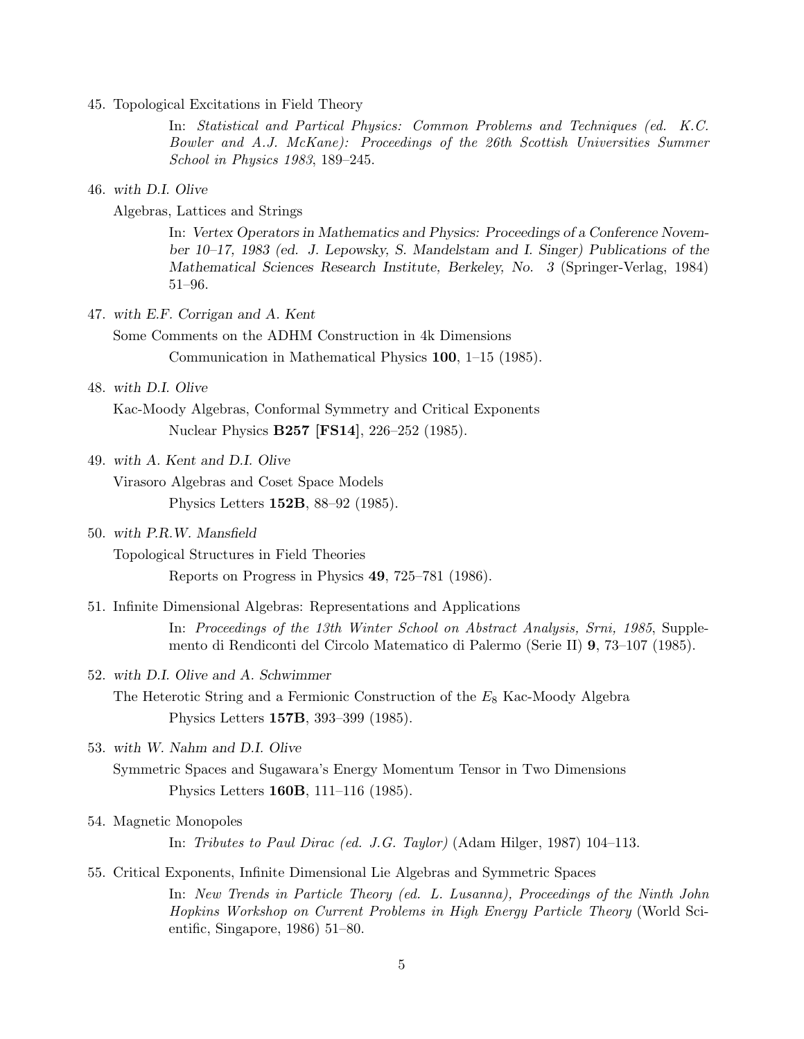45. Topological Excitations in Field Theory

    In: *Statistical and Partical Physics: Common Problems and Techniques (ed. K.C. Bowler and A.J. McKane): Proceedings of the 26th Scottish Universities Summer School in Physics 1983*, 189–245.

46. *with D.I. Olive*

    Algebras, Lattices and Strings

    In: *Vertex Operators in Mathematics and Physics: Proceedings of a Conference November 10–17, 1983 (ed. J. Lepowsky, S. Mandelstam and I. Singer) Publications of the Mathematical Sciences Research Institute, Berkeley, No. 3* (Springer-Verlag, 1984) 51–96.

47. *with E.F. Corrigan and A. Kent*

    Some Comments on the ADHM Construction in 4k Dimensions

    Communication in Mathematical Physics **100**, 1–15 (1985).

48. *with D.I. Olive*

    Kac-Moody Algebras, Conformal Symmetry and Critical Exponents

    Nuclear Physics **B257** **[FS14]**, 226–252 (1985).

49. *with A. Kent and D.I. Olive*

    Virasoro Algebras and Coset Space Models

    Physics Letters **152B**, 88–92 (1985).

50. *with P.R.W. Mansfield*

    Topological Structures in Field Theories

    Reports on Progress in Physics **49**, 725–781 (1986).

51. Infinite Dimensional Algebras: Representations and Applications

    In: *Proceedings of the 13th Winter School on Abstract Analysis, Srni, 1985*, Supplemento di Rendiconti del Circolo Matematico di Palermo (Serie II) **9**, 73–107 (1985).

52. *with D.I. Olive and A. Schwimmer*

    The Heterotic String and a Fermionic Construction of the $E_8$ Kac-Moody Algebra

    Physics Letters **157B**, 393–399 (1985).

53. *with W. Nahm and D.I. Olive*

    Symmetric Spaces and Sugawara's Energy Momentum Tensor in Two Dimensions

    Physics Letters **160B**, 111–116 (1985).

54. Magnetic Monopoles

    In: *Tributes to Paul Dirac (ed. J.G. Taylor)* (Adam Hilger, 1987) 104–113.

55. Critical Exponents, Infinite Dimensional Lie Algebras and Symmetric Spaces

    In: *New Trends in Particle Theory (ed. L. Lusanna), Proceedings of the Ninth John Hopkins Workshop on Current Problems in High Energy Particle Theory* (World Scientific, Singapore, 1986) 51–80.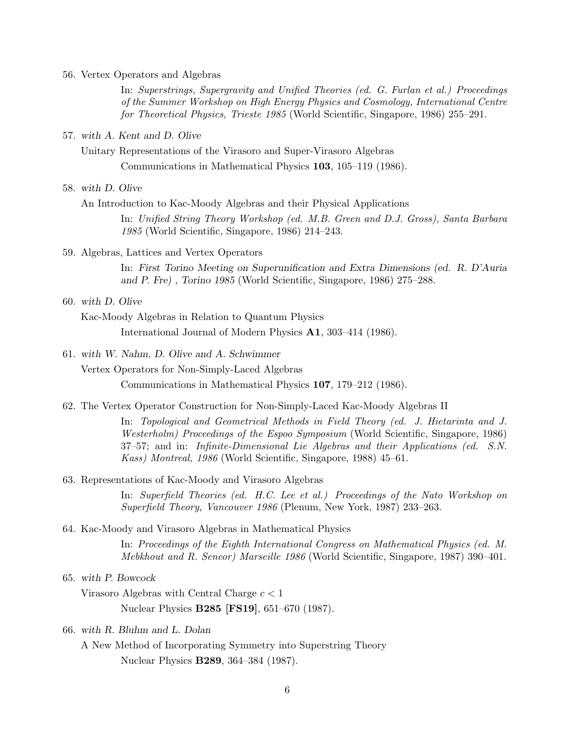56. Vertex Operators and Algebras

    In: *Superstrings, Supergravity and Unified Theories (ed. G. Furlan et al.) Proceedings of the Summer Workshop on High Energy Physics and Cosmology, International Centre for Theoretical Physics, Trieste 1985* (World Scientific, Singapore, 1986) 255–291.

57. *with A. Kent and D. Olive*

    Unitary Representations of the Virasoro and Super-Virasoro Algebras

    Communications in Mathematical Physics **103**, 105–119 (1986).

58. *with D. Olive*

    An Introduction to Kac-Moody Algebras and their Physical Applications

    In: *Unified String Theory Workshop (ed. M.B. Green and D.J. Gross), Santa Barbara 1985* (World Scientific, Singapore, 1986) 214–243.

59. Algebras, Lattices and Vertex Operators

    In: *First Torino Meeting on Superunification and Extra Dimensions (ed. R. D'Auria and P. Fre) , Torino 1985* (World Scientific, Singapore, 1986) 275–288.

60. *with D. Olive*

    Kac-Moody Algebras in Relation to Quantum Physics

    International Journal of Modern Physics **A1**, 303–414 (1986).

61. *with W. Nahm, D. Olive and A. Schwimmer*

    Vertex Operators for Non-Simply-Laced Algebras

    Communications in Mathematical Physics **107**, 179–212 (1986).

62. The Vertex Operator Construction for Non-Simply-Laced Kac-Moody Algebras II

    In: *Topological and Geometrical Methods in Field Theory (ed. J. Hietarinta and J. Westerholm) Proceedings of the Espoo Symposium* (World Scientific, Singapore, 1986) 37–57; and in: *Infinite-Dimensional Lie Algebras and their Applications (ed. S.N. Kass) Montreal, 1986* (World Scientific, Singapore, 1988) 45–61.

63. Representations of Kac-Moody and Virasoro Algebras

    In: *Superfield Theories (ed. H.C. Lee et al.) Proceedings of the Nato Workshop on Superfield Theory, Vancouver 1986* (Plenum, New York, 1987) 233–263.

64. Kac-Moody and Virasoro Algebras in Mathematical Physics

    In: *Proceedings of the Eighth International Congress on Mathematical Physics (ed. M. Mebkhout and R. Seneor) Marseille 1986* (World Scientific, Singapore, 1987) 390–401.

65. *with P. Bowcock*

    Virasoro Algebras with Central Charge $c < 1$

    Nuclear Physics **B285** **[FS19]**, 651–670 (1987).

66. *with R. Bluhm and L. Dolan*

    A New Method of Incorporating Symmetry into Superstring Theory

    Nuclear Physics **B289**, 364–384 (1987).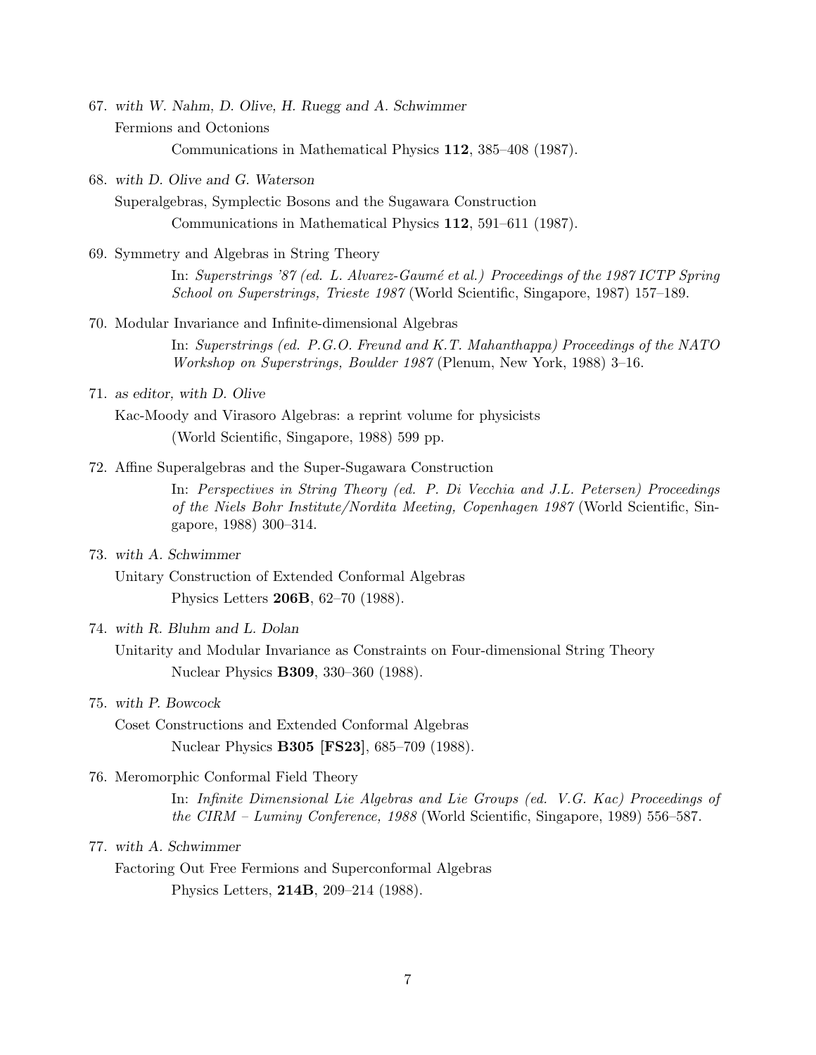67. *with W. Nahm, D. Olive, H. Ruegg and A. Schwimmer*

    Fermions and Octonions

    Communications in Mathematical Physics **112**, 385–408 (1987).

68. *with D. Olive and G. Waterson*

    Superalgebras, Symplectic Bosons and the Sugawara Construction

    Communications in Mathematical Physics **112**, 591–611 (1987).

69. Symmetry and Algebras in String Theory

    In: *Superstrings '87 (ed. L. Alvarez-Gaumé et al.) Proceedings of the 1987 ICTP Spring School on Superstrings, Trieste 1987* (World Scientific, Singapore, 1987) 157–189.

70. Modular Invariance and Infinite-dimensional Algebras

    In: *Superstrings (ed. P.G.O. Freund and K.T. Mahanthappa) Proceedings of the NATO Workshop on Superstrings, Boulder 1987* (Plenum, New York, 1988) 3–16.

71. *as editor, with D. Olive*

    Kac-Moody and Virasoro Algebras: a reprint volume for physicists

    (World Scientific, Singapore, 1988) 599 pp.

72. Affine Superalgebras and the Super-Sugawara Construction

    In: *Perspectives in String Theory (ed. P. Di Vecchia and J.L. Petersen) Proceedings of the Niels Bohr Institute/Nordita Meeting, Copenhagen 1987* (World Scientific, Singapore, 1988) 300–314.

73. *with A. Schwimmer*

    Unitary Construction of Extended Conformal Algebras

    Physics Letters **206B**, 62–70 (1988).

74. *with R. Bluhm and L. Dolan*

    Unitarity and Modular Invariance as Constraints on Four-dimensional String Theory

    Nuclear Physics **B309**, 330–360 (1988).

75. *with P. Bowcock*

    Coset Constructions and Extended Conformal Algebras

    Nuclear Physics **B305 [FS23]**, 685–709 (1988).

76. Meromorphic Conformal Field Theory

    In: *Infinite Dimensional Lie Algebras and Lie Groups (ed. V.G. Kac) Proceedings of the CIRM – Luminy Conference, 1988* (World Scientific, Singapore, 1989) 556–587.

77. *with A. Schwimmer*

    Factoring Out Free Fermions and Superconformal Algebras

    Physics Letters, **214B**, 209–214 (1988).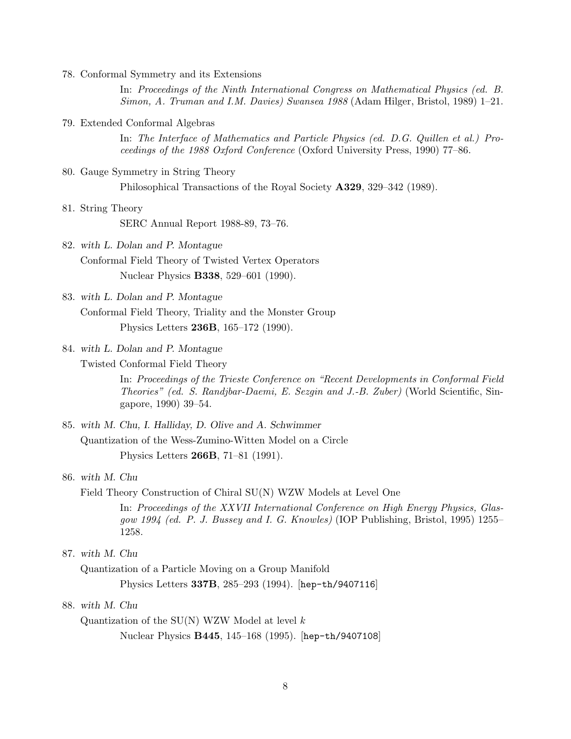78. Conformal Symmetry and its Extensions

    In: *Proceedings of the Ninth International Congress on Mathematical Physics (ed. B. Simon, A. Truman and I.M. Davies) Swansea 1988* (Adam Hilger, Bristol, 1989) 1–21.

79. Extended Conformal Algebras

    In: *The Interface of Mathematics and Particle Physics (ed. D.G. Quillen et al.) Proceedings of the 1988 Oxford Conference* (Oxford University Press, 1990) 77–86.

80. Gauge Symmetry in String Theory

    Philosophical Transactions of the Royal Society **A329**, 329–342 (1989).

81. String Theory

    SERC Annual Report 1988-89, 73–76.

82. *with L. Dolan and P. Montague*

    Conformal Field Theory of Twisted Vertex Operators

    Nuclear Physics **B338**, 529–601 (1990).

83. *with L. Dolan and P. Montague*

    Conformal Field Theory, Triality and the Monster Group

    Physics Letters **236B**, 165–172 (1990).

84. *with L. Dolan and P. Montague*

    Twisted Conformal Field Theory

    In: *Proceedings of the Trieste Conference on "Recent Developments in Conformal Field Theories" (ed. S. Randjbar-Daemi, E. Sezgin and J.-B. Zuber)* (World Scientific, Singapore, 1990) 39–54.

85. *with M. Chu, I. Halliday, D. Olive and A. Schwimmer*

    Quantization of the Wess-Zumino-Witten Model on a Circle

    Physics Letters **266B**, 71–81 (1991).

86. *with M. Chu*

    Field Theory Construction of Chiral SU(N) WZW Models at Level One

    In: *Proceedings of the XXVII International Conference on High Energy Physics, Glasgow 1994 (ed. P. J. Bussey and I. G. Knowles)* (IOP Publishing, Bristol, 1995) 1255–1258.

87. *with M. Chu*

    Quantization of a Particle Moving on a Group Manifold

    Physics Letters **337B**, 285–293 (1994). [hep-th/9407116]

88. *with M. Chu*

    Quantization of the SU(N) WZW Model at level $k$

    Nuclear Physics **B445**, 145–168 (1995). [hep-th/9407108]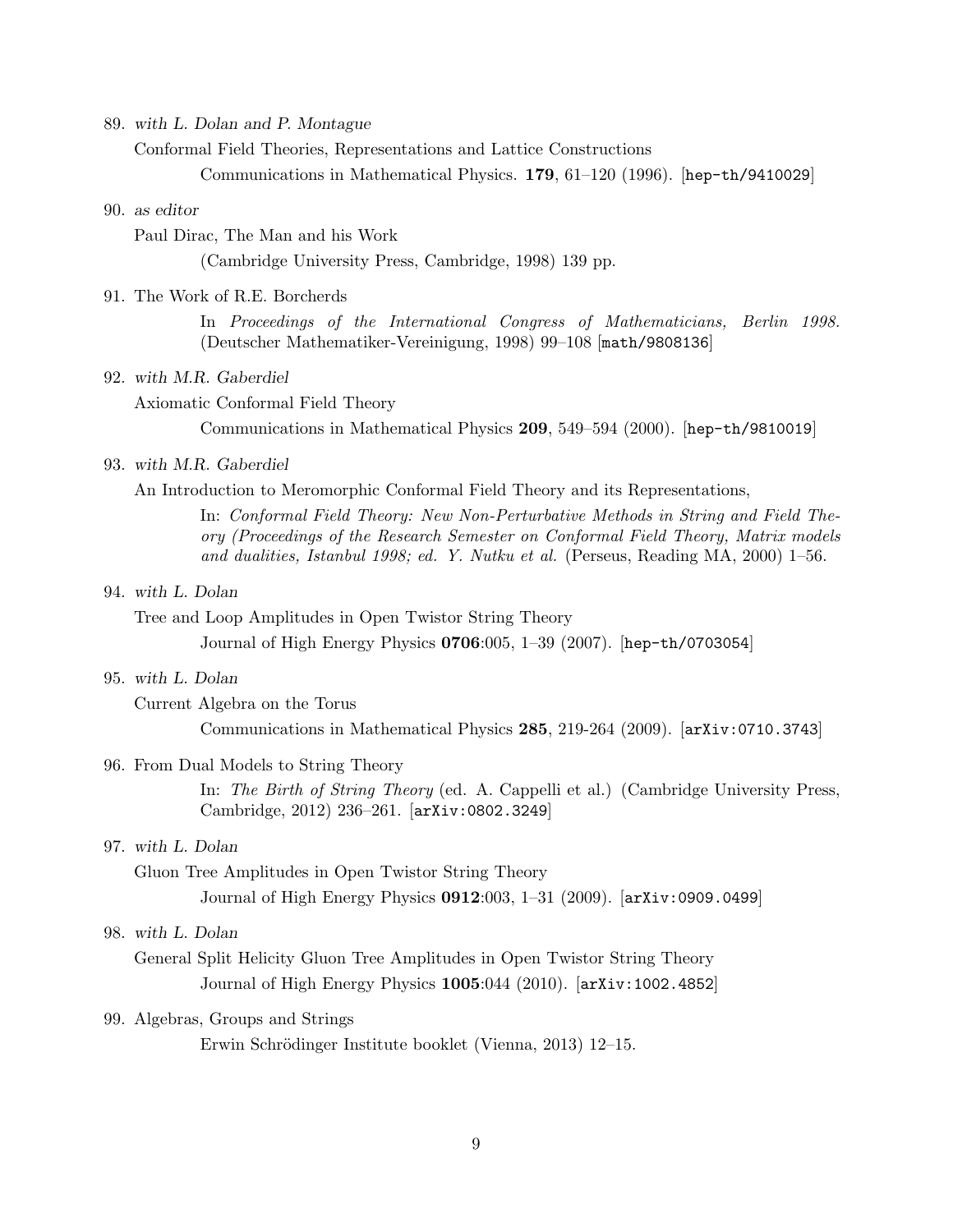89. *with L. Dolan and P. Montague*

    Conformal Field Theories, Representations and Lattice Constructions

    Communications in Mathematical Physics. **179**, 61–120 (1996). [`hep-th/9410029`]

90. *as editor*

    Paul Dirac, The Man and his Work

    (Cambridge University Press, Cambridge, 1998) 139 pp.

91. The Work of R.E. Borcherds

    In *Proceedings of the International Congress of Mathematicians, Berlin 1998.* (Deutscher Mathematiker-Vereinigung, 1998) 99–108 [`math/9808136`]

92. *with M.R. Gaberdiel*

    Axiomatic Conformal Field Theory

    Communications in Mathematical Physics **209**, 549–594 (2000). [`hep-th/9810019`]

93. *with M.R. Gaberdiel*

    An Introduction to Meromorphic Conformal Field Theory and its Representations,

    In: *Conformal Field Theory: New Non-Perturbative Methods in String and Field Theory (Proceedings of the Research Semester on Conformal Field Theory, Matrix models and dualities, Istanbul 1998; ed. Y. Nutku et al.* (Perseus, Reading MA, 2000) 1–56.

94. *with L. Dolan*

    Tree and Loop Amplitudes in Open Twistor String Theory

    Journal of High Energy Physics **0706**:005, 1–39 (2007). [`hep-th/0703054`]

95. *with L. Dolan*

    Current Algebra on the Torus

    Communications in Mathematical Physics **285**, 219-264 (2009). [`arXiv:0710.3743`]

96. From Dual Models to String Theory

    In: *The Birth of String Theory* (ed. A. Cappelli et al.) (Cambridge University Press, Cambridge, 2012) 236–261. [`arXiv:0802.3249`]

97. *with L. Dolan*

    Gluon Tree Amplitudes in Open Twistor String Theory

    Journal of High Energy Physics **0912**:003, 1–31 (2009). [`arXiv:0909.0499`]

98. *with L. Dolan*

    General Split Helicity Gluon Tree Amplitudes in Open Twistor String Theory

    Journal of High Energy Physics **1005**:044 (2010). [`arXiv:1002.4852`]

99. Algebras, Groups and Strings

    Erwin Schrödinger Institute booklet (Vienna, 2013) 12–15.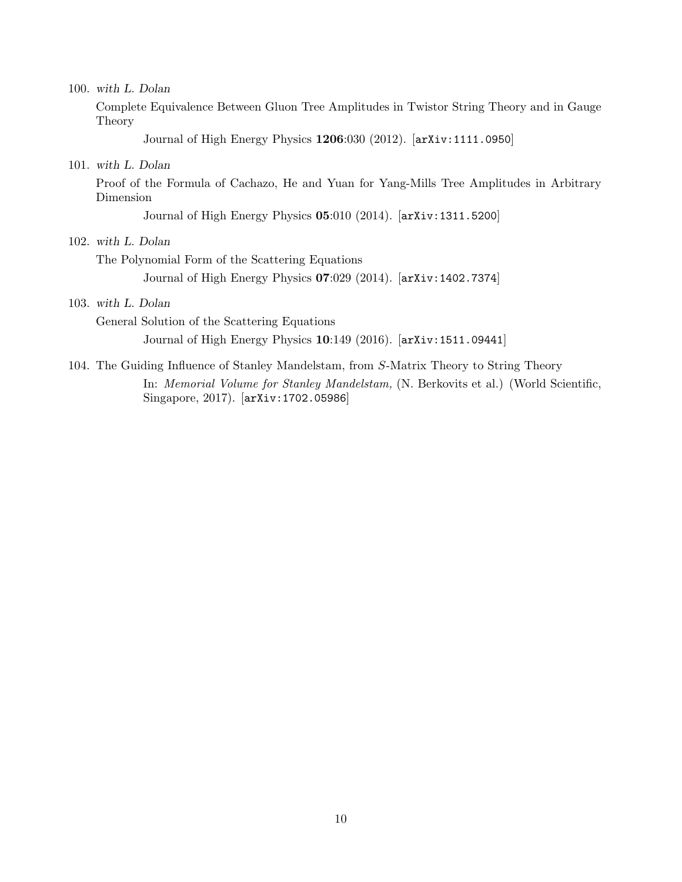100. *with L. Dolan*

 Complete Equivalence Between Gluon Tree Amplitudes in Twistor String Theory and in Gauge Theory

 Journal of High Energy Physics **1206**:030 (2012). [`arXiv:1111.0950`]

101. *with L. Dolan*

 Proof of the Formula of Cachazo, He and Yuan for Yang-Mills Tree Amplitudes in Arbitrary Dimension

 Journal of High Energy Physics **05**:010 (2014). [`arXiv:1311.5200`]

102. *with L. Dolan*

 The Polynomial Form of the Scattering Equations

 Journal of High Energy Physics **07**:029 (2014). [`arXiv:1402.7374`]

103. *with L. Dolan*

 General Solution of the Scattering Equations

 Journal of High Energy Physics **10**:149 (2016). [`arXiv:1511.09441`]

104. The Guiding Influence of Stanley Mandelstam, from $S$-Matrix Theory to String Theory

 In: *Memorial Volume for Stanley Mandelstam,* (N. Berkovits et al.) (World Scientific, Singapore, 2017). [`arXiv:1702.05986`]